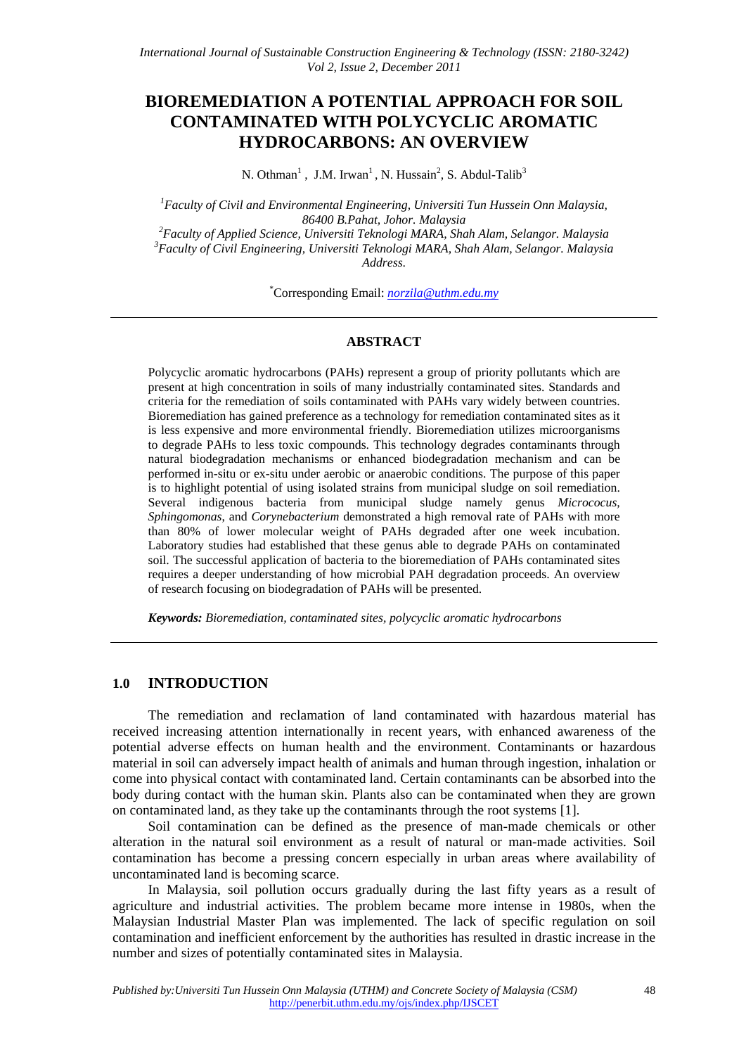# BIOREMEDIATION A POTENTIAL APPROACH FOR SOIL CONTAMINATED WITH POLYCYCLIC AROMATIC HYDROCARBONS: AN OVERVIEW

N. Othman[1], J.M. Irwan[1], N. Hussain[2], S. Abdul-Talib[3]

[1]Faculty of Civil and Environmental Engineering, Universiti Tun Hussein Onn Malaysia, 86400 B.Pahat, Johor. Malaysia
[2]Faculty of Applied Science, Universiti Teknologi MARA, Shah Alam, Selangor. Malaysia
[3]Faculty of Civil Engineering, Universiti Teknologi MARA, Shah Alam, Selangor. Malaysia Address.

*Corresponding Email: norzila@uthm.edu.my

## ABSTRACT

Polycyclic aromatic hydrocarbons (PAHs) represent a group of priority pollutants which are present at high concentration in soils of many industrially contaminated sites. Standards and criteria for the remediation of soils contaminated with PAHs vary widely between countries. Bioremediation has gained preference as a technology for remediation contaminated sites as it is less expensive and more environmental friendly. Bioremediation utilizes microorganisms to degrade PAHs to less toxic compounds. This technology degrades contaminants through natural biodegradation mechanisms or enhanced biodegradation mechanism and can be performed in-situ or ex-situ under aerobic or anaerobic conditions. The purpose of this paper is to highlight potential of using isolated strains from municipal sludge on soil remediation. Several indigenous bacteria from municipal sludge namely genus *Micrococus, Sphingomonas,* and *Corynebacterium* demonstrated a high removal rate of PAHs with more than 80% of lower molecular weight of PAHs degraded after one week incubation. Laboratory studies had established that these genus able to degrade PAHs on contaminated soil. The successful application of bacteria to the bioremediation of PAHs contaminated sites requires a deeper understanding of how microbial PAH degradation proceeds. An overview of research focusing on biodegradation of PAHs will be presented.

***Keywords:*** *Bioremediation, contaminated sites, polycyclic aromatic hydrocarbons*

## 1.0 INTRODUCTION

The remediation and reclamation of land contaminated with hazardous material has received increasing attention internationally in recent years, with enhanced awareness of the potential adverse effects on human health and the environment. Contaminants or hazardous material in soil can adversely impact health of animals and human through ingestion, inhalation or come into physical contact with contaminated land. Certain contaminants can be absorbed into the body during contact with the human skin. Plants also can be contaminated when they are grown on contaminated land, as they take up the contaminants through the root systems [1].

Soil contamination can be defined as the presence of man-made chemicals or other alteration in the natural soil environment as a result of natural or man-made activities. Soil contamination has become a pressing concern especially in urban areas where availability of uncontaminated land is becoming scarce.

In Malaysia, soil pollution occurs gradually during the last fifty years as a result of agriculture and industrial activities. The problem became more intense in 1980s, when the Malaysian Industrial Master Plan was implemented. The lack of specific regulation on soil contamination and inefficient enforcement by the authorities has resulted in drastic increase in the number and sizes of potentially contaminated sites in Malaysia.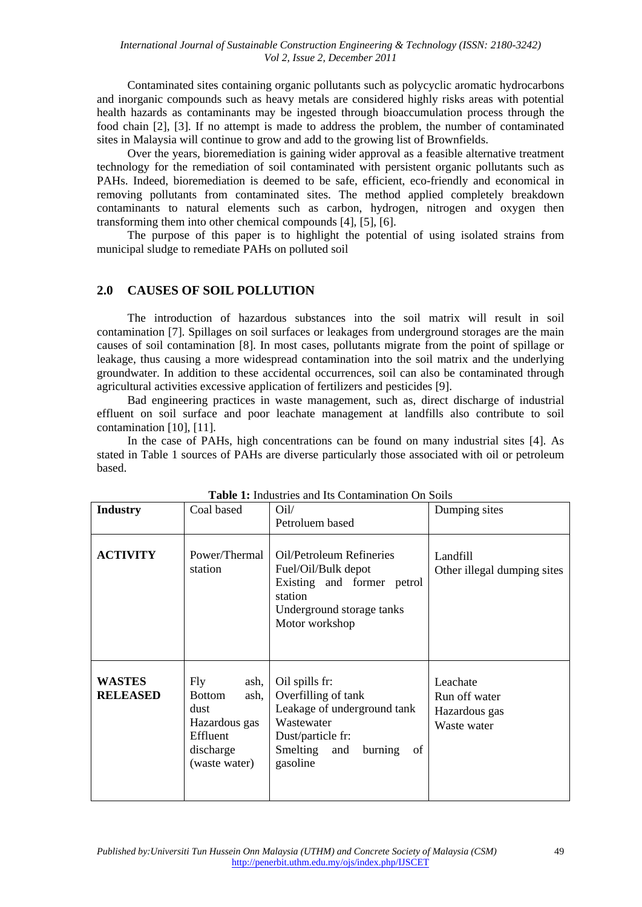Contaminated sites containing organic pollutants such as polycyclic aromatic hydrocarbons and inorganic compounds such as heavy metals are considered highly risks areas with potential health hazards as contaminants may be ingested through bioaccumulation process through the food chain [2], [3]. If no attempt is made to address the problem, the number of contaminated sites in Malaysia will continue to grow and add to the growing list of Brownfields.

Over the years, bioremediation is gaining wider approval as a feasible alternative treatment technology for the remediation of soil contaminated with persistent organic pollutants such as PAHs. Indeed, bioremediation is deemed to be safe, efficient, eco-friendly and economical in removing pollutants from contaminated sites. The method applied completely breakdown contaminants to natural elements such as carbon, hydrogen, nitrogen and oxygen then transforming them into other chemical compounds [4], [5], [6].

The purpose of this paper is to highlight the potential of using isolated strains from municipal sludge to remediate PAHs on polluted soil

## 2.0 CAUSES OF SOIL POLLUTION

The introduction of hazardous substances into the soil matrix will result in soil contamination [7]. Spillages on soil surfaces or leakages from underground storages are the main causes of soil contamination [8]. In most cases, pollutants migrate from the point of spillage or leakage, thus causing a more widespread contamination into the soil matrix and the underlying groundwater. In addition to these accidental occurrences, soil can also be contaminated through agricultural activities excessive application of fertilizers and pesticides [9].

Bad engineering practices in waste management, such as, direct discharge of industrial effluent on soil surface and poor leachate management at landfills also contribute to soil contamination [10], [11].

In the case of PAHs, high concentrations can be found on many industrial sites [4]. As stated in Table 1 sources of PAHs are diverse particularly those associated with oil or petroleum based.

**Table 1:** Industries and Its Contamination On Soils

| **Industry** | Coal based | Oil/<br>Petroluem based | Dumping sites |
|---|---|---|---|
| **ACTIVITY** | Power/Thermal station | Oil/Petroleum Refineries<br>Fuel/Oil/Bulk depot<br>Existing and former petrol station<br>Underground storage tanks<br>Motor workshop | Landfill<br>Other illegal dumping sites |
| **WASTES RELEASED** | Fly ash,<br>Bottom ash,<br>dust<br>Hazardous gas<br>Effluent discharge (waste water) | Oil spills fr:<br>Overfilling of tank<br>Leakage of underground tank<br>Wastewater<br>Dust/particle fr:<br>Smelting and burning of gasoline | Leachate<br>Run off water<br>Hazardous gas<br>Waste water |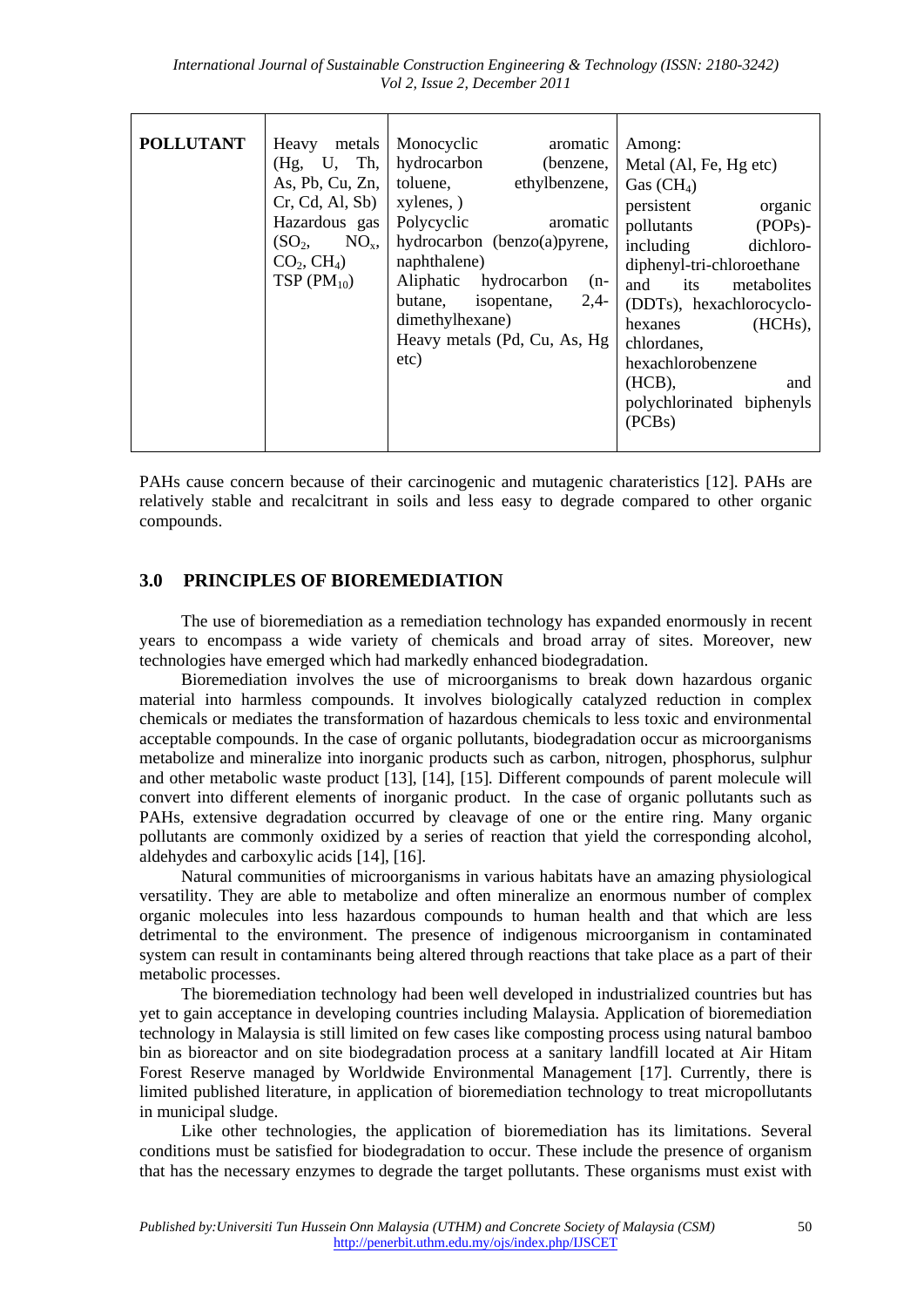| POLLUTANT | Heavy metals (Hg, U, Th, As, Pb, Cu, Zn, Cr, Cd, Al, Sb)<br>Hazardous gas ($SO_2$, $NO_x$, $CO_2$, $CH_4$)<br>TSP ($PM_{10}$) | Monocyclic aromatic hydrocarbon (benzene, toluene, ethylbenzene, xylenes, )<br>Polycyclic aromatic hydrocarbon (benzo(a)pyrene, naphthalene)<br>Aliphatic hydrocarbon (n-butane, isopentane, 2,4-dimethylhexane)<br>Heavy metals (Pd, Cu, As, Hg etc) | Among:<br>Metal (Al, Fe, Hg etc)<br>Gas ($CH_4$)<br>persistent organic pollutants (POPs)-including dichloro-diphenyl-tri-chloroethane and its metabolites (DDTs), hexachlorocyclo-hexanes (HCHs), chlordanes, hexachlorobenzene (HCB), and polychlorinated biphenyls (PCBs) |
|---|---|---|---|

PAHs cause concern because of their carcinogenic and mutagenic charateristics [12]. PAHs are relatively stable and recalcitrant in soils and less easy to degrade compared to other organic compounds.

## 3.0 PRINCIPLES OF BIOREMEDIATION

The use of bioremediation as a remediation technology has expanded enormously in recent years to encompass a wide variety of chemicals and broad array of sites. Moreover, new technologies have emerged which had markedly enhanced biodegradation.

Bioremediation involves the use of microorganisms to break down hazardous organic material into harmless compounds. It involves biologically catalyzed reduction in complex chemicals or mediates the transformation of hazardous chemicals to less toxic and environmental acceptable compounds. In the case of organic pollutants, biodegradation occur as microorganisms metabolize and mineralize into inorganic products such as carbon, nitrogen, phosphorus, sulphur and other metabolic waste product [13], [14], [15]. Different compounds of parent molecule will convert into different elements of inorganic product. In the case of organic pollutants such as PAHs, extensive degradation occurred by cleavage of one or the entire ring. Many organic pollutants are commonly oxidized by a series of reaction that yield the corresponding alcohol, aldehydes and carboxylic acids [14], [16].

Natural communities of microorganisms in various habitats have an amazing physiological versatility. They are able to metabolize and often mineralize an enormous number of complex organic molecules into less hazardous compounds to human health and that which are less detrimental to the environment. The presence of indigenous microorganism in contaminated system can result in contaminants being altered through reactions that take place as a part of their metabolic processes.

The bioremediation technology had been well developed in industrialized countries but has yet to gain acceptance in developing countries including Malaysia. Application of bioremediation technology in Malaysia is still limited on few cases like composting process using natural bamboo bin as bioreactor and on site biodegradation process at a sanitary landfill located at Air Hitam Forest Reserve managed by Worldwide Environmental Management [17]. Currently, there is limited published literature, in application of bioremediation technology to treat micropollutants in municipal sludge.

Like other technologies, the application of bioremediation has its limitations. Several conditions must be satisfied for biodegradation to occur. These include the presence of organism that has the necessary enzymes to degrade the target pollutants. These organisms must exist with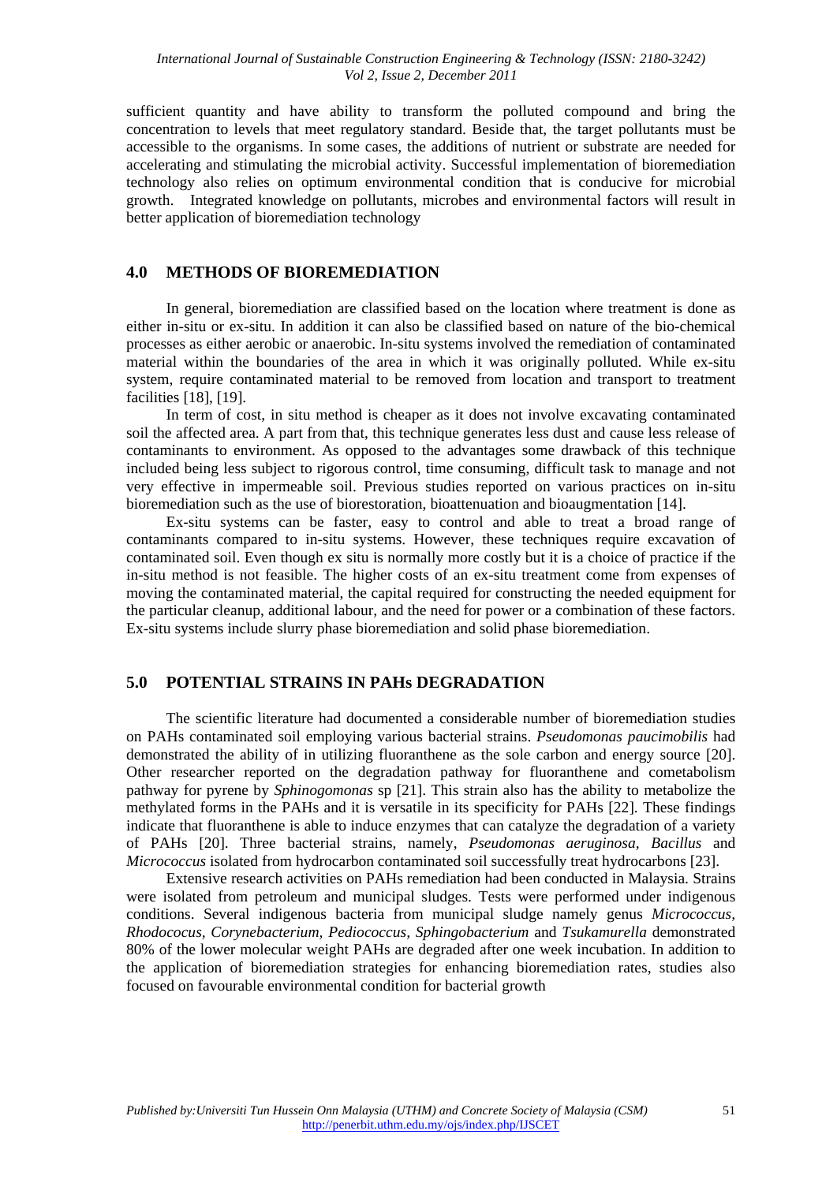sufficient quantity and have ability to transform the polluted compound and bring the concentration to levels that meet regulatory standard. Beside that, the target pollutants must be accessible to the organisms. In some cases, the additions of nutrient or substrate are needed for accelerating and stimulating the microbial activity. Successful implementation of bioremediation technology also relies on optimum environmental condition that is conducive for microbial growth. Integrated knowledge on pollutants, microbes and environmental factors will result in better application of bioremediation technology

## 4.0 METHODS OF BIOREMEDIATION

In general, bioremediation are classified based on the location where treatment is done as either in-situ or ex-situ. In addition it can also be classified based on nature of the bio-chemical processes as either aerobic or anaerobic. In-situ systems involved the remediation of contaminated material within the boundaries of the area in which it was originally polluted. While ex-situ system, require contaminated material to be removed from location and transport to treatment facilities [18], [19].

In term of cost, in situ method is cheaper as it does not involve excavating contaminated soil the affected area. A part from that, this technique generates less dust and cause less release of contaminants to environment. As opposed to the advantages some drawback of this technique included being less subject to rigorous control, time consuming, difficult task to manage and not very effective in impermeable soil. Previous studies reported on various practices on in-situ bioremediation such as the use of biorestoration, bioattenuation and bioaugmentation [14].

Ex-situ systems can be faster, easy to control and able to treat a broad range of contaminants compared to in-situ systems. However, these techniques require excavation of contaminated soil. Even though ex situ is normally more costly but it is a choice of practice if the in-situ method is not feasible. The higher costs of an ex-situ treatment come from expenses of moving the contaminated material, the capital required for constructing the needed equipment for the particular cleanup, additional labour, and the need for power or a combination of these factors. Ex-situ systems include slurry phase bioremediation and solid phase bioremediation.

## 5.0 POTENTIAL STRAINS IN PAHs DEGRADATION

The scientific literature had documented a considerable number of bioremediation studies on PAHs contaminated soil employing various bacterial strains. *Pseudomonas paucimobilis* had demonstrated the ability of in utilizing fluoranthene as the sole carbon and energy source [20]. Other researcher reported on the degradation pathway for fluoranthene and cometabolism pathway for pyrene by *Sphinogomonas* sp [21]. This strain also has the ability to metabolize the methylated forms in the PAHs and it is versatile in its specificity for PAHs [22]. These findings indicate that fluoranthene is able to induce enzymes that can catalyze the degradation of a variety of PAHs [20]. Three bacterial strains, namely, *Pseudomonas aeruginosa*, *Bacillus* and *Micrococcus* isolated from hydrocarbon contaminated soil successfully treat hydrocarbons [23].

Extensive research activities on PAHs remediation had been conducted in Malaysia. Strains were isolated from petroleum and municipal sludges. Tests were performed under indigenous conditions. Several indigenous bacteria from municipal sludge namely genus *Micrococcus*, *Rhodococus*, *Corynebacterium*, *Pediococcus*, *Sphingobacterium* and *Tsukamurella* demonstrated 80% of the lower molecular weight PAHs are degraded after one week incubation. In addition to the application of bioremediation strategies for enhancing bioremediation rates, studies also focused on favourable environmental condition for bacterial growth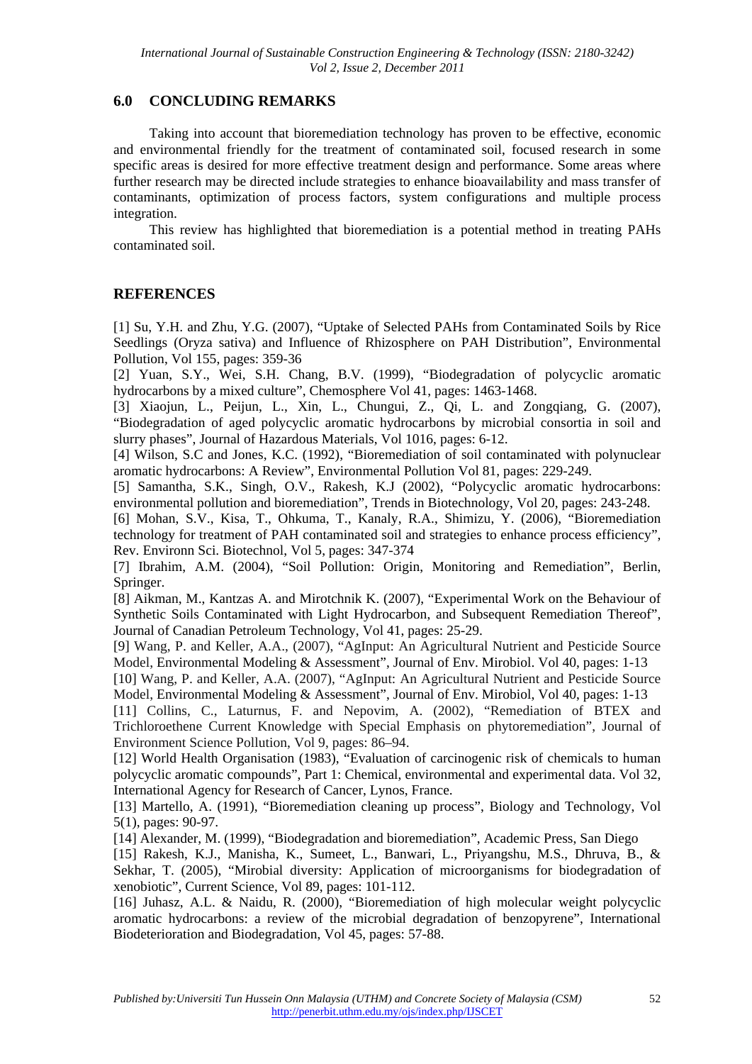## 6.0 CONCLUDING REMARKS

Taking into account that bioremediation technology has proven to be effective, economic and environmental friendly for the treatment of contaminated soil, focused research in some specific areas is desired for more effective treatment design and performance. Some areas where further research may be directed include strategies to enhance bioavailability and mass transfer of contaminants, optimization of process factors, system configurations and multiple process integration.

This review has highlighted that bioremediation is a potential method in treating PAHs contaminated soil.

## REFERENCES

[1] Su, Y.H. and Zhu, Y.G. (2007), "Uptake of Selected PAHs from Contaminated Soils by Rice Seedlings (Oryza sativa) and Influence of Rhizosphere on PAH Distribution", Environmental Pollution, Vol 155, pages: 359-36

[2] Yuan, S.Y., Wei, S.H. Chang, B.V. (1999), "Biodegradation of polycyclic aromatic hydrocarbons by a mixed culture", Chemosphere Vol 41, pages: 1463-1468.

[3] Xiaojun, L., Peijun, L., Xin, L., Chungui, Z., Qi, L. and Zongqiang, G. (2007), "Biodegradation of aged polycyclic aromatic hydrocarbons by microbial consortia in soil and slurry phases", Journal of Hazardous Materials, Vol 1016, pages: 6-12.

[4] Wilson, S.C and Jones, K.C. (1992), "Bioremediation of soil contaminated with polynuclear aromatic hydrocarbons: A Review", Environmental Pollution Vol 81, pages: 229-249.

[5] Samantha, S.K., Singh, O.V., Rakesh, K.J (2002), "Polycyclic aromatic hydrocarbons: environmental pollution and bioremediation", Trends in Biotechnology, Vol 20, pages: 243-248.

[6] Mohan, S.V., Kisa, T., Ohkuma, T., Kanaly, R.A., Shimizu, Y. (2006), "Bioremediation technology for treatment of PAH contaminated soil and strategies to enhance process efficiency", Rev. Environ Sci. Biotechnol, Vol 5, pages: 347-374

[7] Ibrahim, A.M. (2004), "Soil Pollution: Origin, Monitoring and Remediation", Berlin, Springer.

[8] Aikman, M., Kantzas A. and Mirotchnik K. (2007), "Experimental Work on the Behaviour of Synthetic Soils Contaminated with Light Hydrocarbon, and Subsequent Remediation Thereof", Journal of Canadian Petroleum Technology, Vol 41, pages: 25-29.

[9] Wang, P. and Keller, A.A., (2007), "AgInput: An Agricultural Nutrient and Pesticide Source Model, Environmental Modeling & Assessment", Journal of Env. Mirobiol. Vol 40, pages: 1-13

[10] Wang, P. and Keller, A.A. (2007), "AgInput: An Agricultural Nutrient and Pesticide Source Model, Environmental Modeling & Assessment", Journal of Env. Mirobiol, Vol 40, pages: 1-13

[11] Collins, C., Laturnus, F. and Nepovim, A. (2002), "Remediation of BTEX and Trichloroethene Current Knowledge with Special Emphasis on phytoremediation", Journal of Environment Science Pollution, Vol 9, pages: 86–94.

[12] World Health Organisation (1983), "Evaluation of carcinogenic risk of chemicals to human polycyclic aromatic compounds", Part 1: Chemical, environmental and experimental data. Vol 32, International Agency for Research of Cancer, Lynos, France.

[13] Martello, A. (1991), "Bioremediation cleaning up process", Biology and Technology, Vol 5(1), pages: 90-97.

[14] Alexander, M. (1999), "Biodegradation and bioremediation", Academic Press, San Diego

[15] Rakesh, K.J., Manisha, K., Sumeet, L., Banwari, L., Priyangshu, M.S., Dhruva, B., & Sekhar, T. (2005), "Mirobial diversity: Application of microorganisms for biodegradation of xenobiotic", Current Science, Vol 89, pages: 101-112.

[16] Juhasz, A.L. & Naidu, R. (2000), "Bioremediation of high molecular weight polycyclic aromatic hydrocarbons: a review of the microbial degradation of benzopyrene", International Biodeterioration and Biodegradation, Vol 45, pages: 57-88.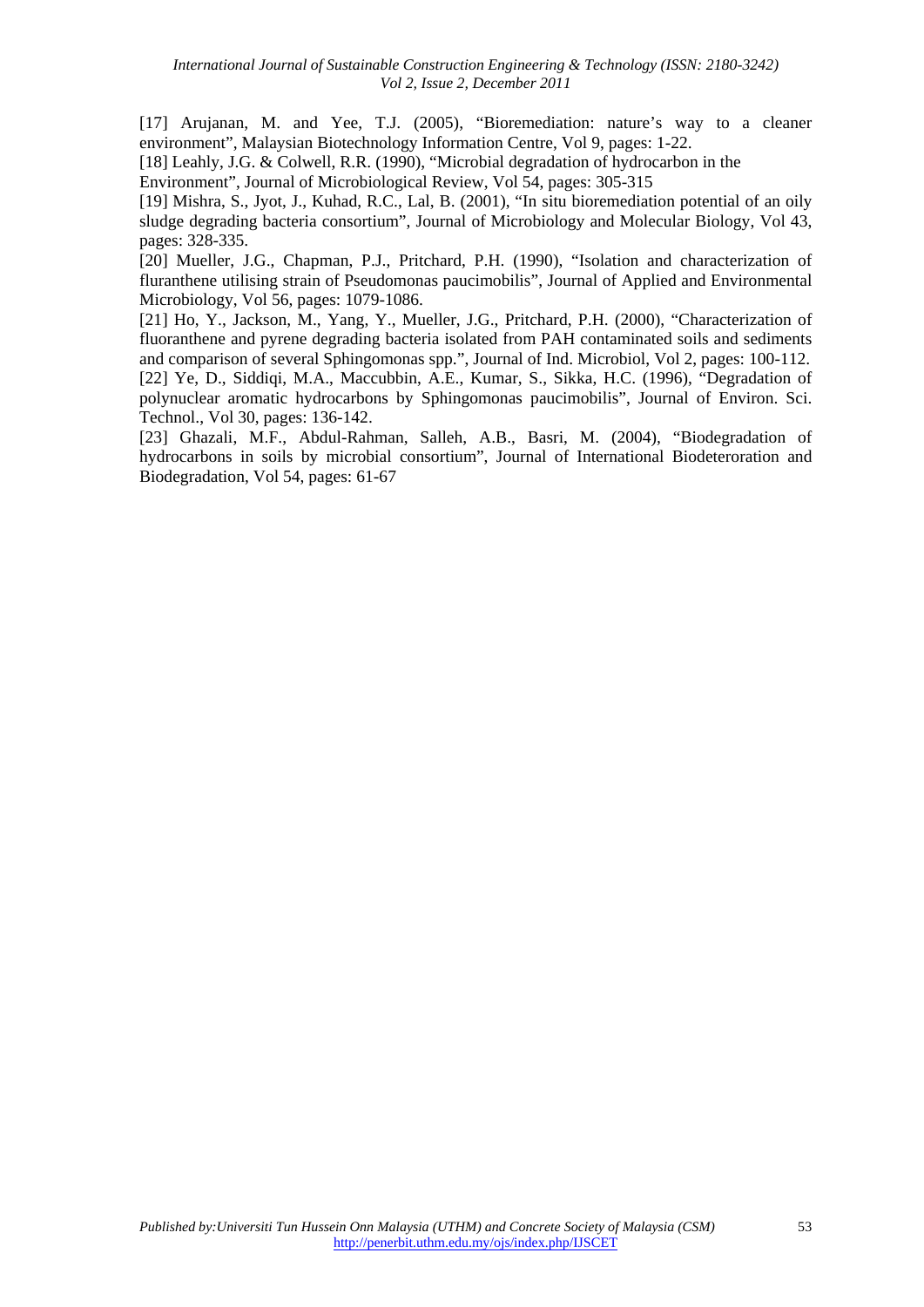[17] Arujanan, M. and Yee, T.J. (2005), "Bioremediation: nature's way to a cleaner environment", Malaysian Biotechnology Information Centre, Vol 9, pages: 1-22.

[18] Leahly, J.G. & Colwell, R.R. (1990), "Microbial degradation of hydrocarbon in the Environment", Journal of Microbiological Review, Vol 54, pages: 305-315

[19] Mishra, S., Jyot, J., Kuhad, R.C., Lal, B. (2001), "In situ bioremediation potential of an oily sludge degrading bacteria consortium", Journal of Microbiology and Molecular Biology, Vol 43, pages: 328-335.

[20] Mueller, J.G., Chapman, P.J., Pritchard, P.H. (1990), "Isolation and characterization of fluranthene utilising strain of Pseudomonas paucimobilis", Journal of Applied and Environmental Microbiology, Vol 56, pages: 1079-1086.

[21] Ho, Y., Jackson, M., Yang, Y., Mueller, J.G., Pritchard, P.H. (2000), "Characterization of fluoranthene and pyrene degrading bacteria isolated from PAH contaminated soils and sediments and comparison of several Sphingomonas spp.", Journal of Ind. Microbiol, Vol 2, pages: 100-112.

[22] Ye, D., Siddiqi, M.A., Maccubbin, A.E., Kumar, S., Sikka, H.C. (1996), "Degradation of polynuclear aromatic hydrocarbons by Sphingomonas paucimobilis", Journal of Environ. Sci. Technol., Vol 30, pages: 136-142.

[23] Ghazali, M.F., Abdul-Rahman, Salleh, A.B., Basri, M. (2004), "Biodegradation of hydrocarbons in soils by microbial consortium", Journal of International Biodeteroration and Biodegradation, Vol 54, pages: 61-67